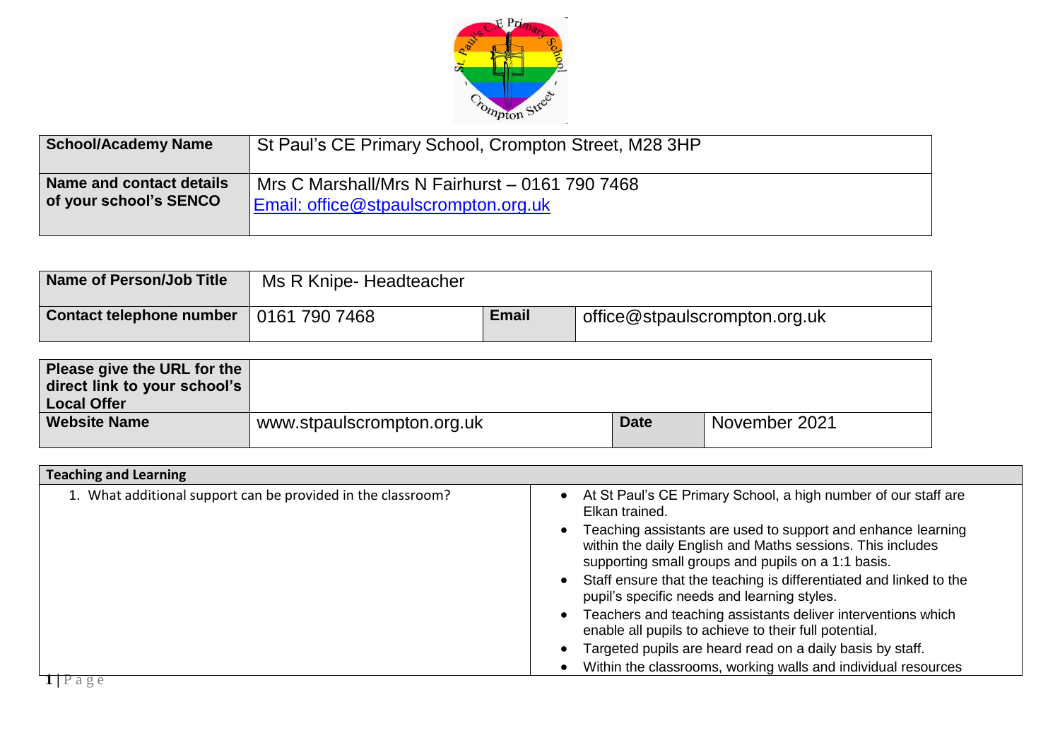| School/Academy Name | St Paul’s CE Primary School, Crompton Street, M28 3HP |
| --- | --- |
| Name and contact details of your school’s SENCO | Mrs C Marshall/Mrs N Fairhurst – 0161 790 7468<br>Email: office@stpaulscrompton.org.uk |

| Name of Person/Job Title | Ms R Knipe- Headteacher | | |
| --- | --- | --- | --- |
| Contact telephone number | 0161 790 7468 | Email | office@stpaulscrompton.org.uk |

| Please give the URL for the direct link to your school’s Local Offer | | | |
| --- | --- | --- | --- |
| Website Name | www.stpaulscrompton.org.uk | Date | November 2021 |

| Teaching and Learning | |
| --- | --- |
| 1. What additional support can be provided in the classroom? | • At St Paul’s CE Primary School, a high number of our staff are Elkan trained.<br>• Teaching assistants are used to support and enhance learning within the daily English and Maths sessions. This includes supporting small groups and pupils on a 1:1 basis.<br>• Staff ensure that the teaching is differentiated and linked to the pupil’s specific needs and learning styles.<br>• Teachers and teaching assistants deliver interventions which enable all pupils to achieve to their full potential.<br>• Targeted pupils are heard read on a daily basis by staff.<br>• Within the classrooms, working walls and individual resources |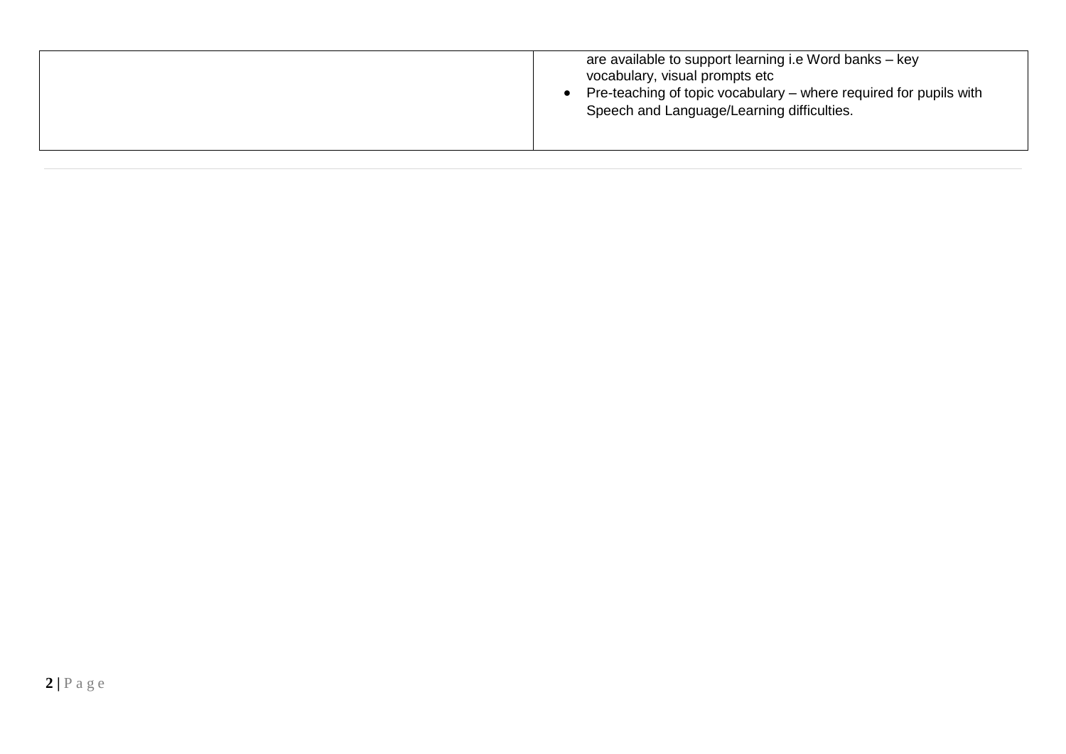| | |
|---|---|
| | are available to support learning i.e Word banks – key vocabulary, visual prompts etc<br>• Pre-teaching of topic vocabulary – where required for pupils with Speech and Language/Learning difficulties. |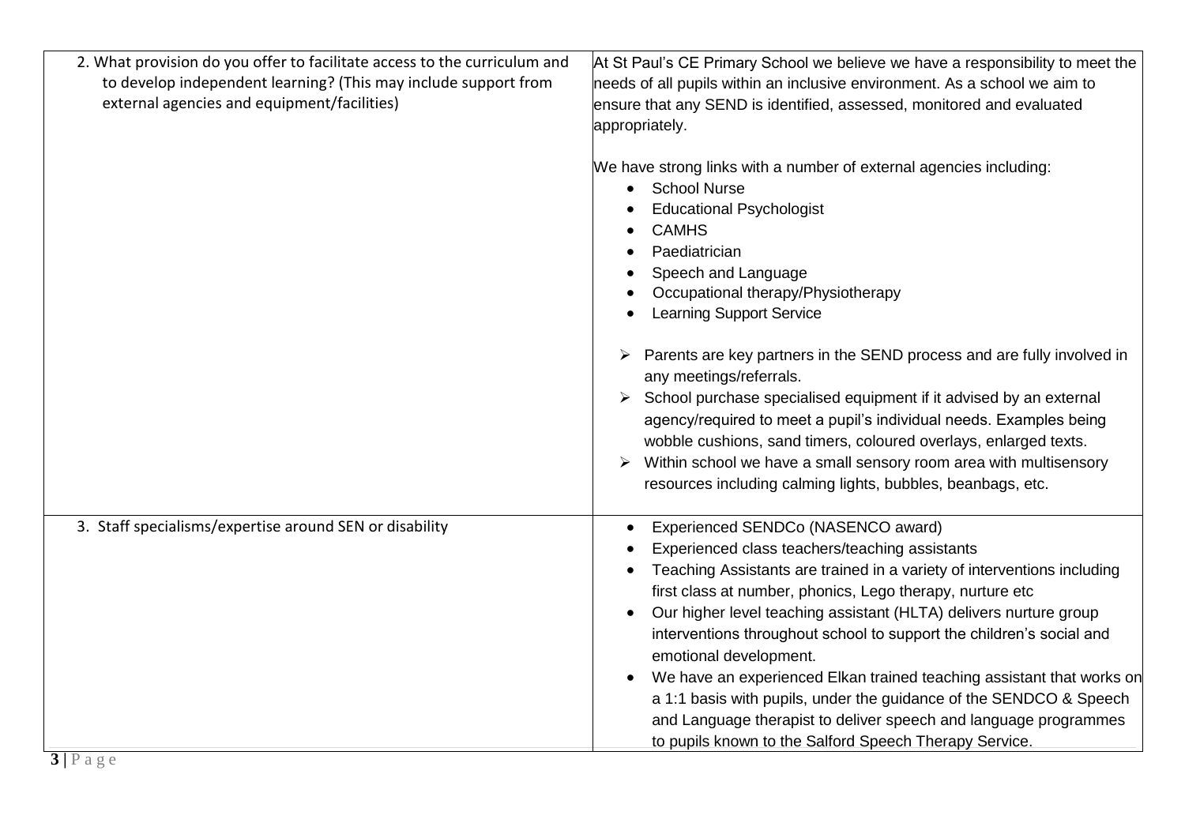| | |
|---|---|
| 2. What provision do you offer to facilitate access to the curriculum and to develop independent learning? (This may include support from external agencies and equipment/facilities) | At St Paul's CE Primary School we believe we have a responsibility to meet the needs of all pupils within an inclusive environment. As a school we aim to ensure that any SEND is identified, assessed, monitored and evaluated appropriately.<br><br>We have strong links with a number of external agencies including:<br>• School Nurse<br>• Educational Psychologist<br>• CAMHS<br>• Paediatrician<br>• Speech and Language<br>• Occupational therapy/Physiotherapy<br>• Learning Support Service<br><br>➢ Parents are key partners in the SEND process and are fully involved in any meetings/referrals.<br>➢ School purchase specialised equipment if it advised by an external agency/required to meet a pupil's individual needs. Examples being wobble cushions, sand timers, coloured overlays, enlarged texts.<br>➢ Within school we have a small sensory room area with multisensory resources including calming lights, bubbles, beanbags, etc. |
| 3. Staff specialisms/expertise around SEN or disability | • Experienced SENDCo (NASENCO award)<br>• Experienced class teachers/teaching assistants<br>• Teaching Assistants are trained in a variety of interventions including first class at number, phonics, Lego therapy, nurture etc<br>• Our higher level teaching assistant (HLTA) delivers nurture group interventions throughout school to support the children's social and emotional development.<br>• We have an experienced Elkan trained teaching assistant that works on a 1:1 basis with pupils, under the guidance of the SENDCO & Speech and Language therapist to deliver speech and language programmes to pupils known to the Salford Speech Therapy Service. |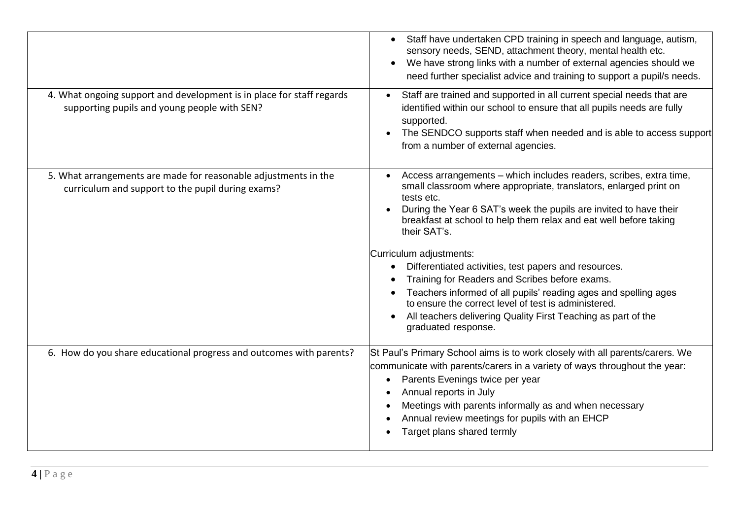| | |
|---|---|
| | • Staff have undertaken CPD training in speech and language, autism, sensory needs, SEND, attachment theory, mental health etc.<br>• We have strong links with a number of external agencies should we need further specialist advice and training to support a pupil/s needs. |
| 4. What ongoing support and development is in place for staff regards supporting pupils and young people with SEN? | • Staff are trained and supported in all current special needs that are identified within our school to ensure that all pupils needs are fully supported.<br>• The SENDCO supports staff when needed and is able to access support from a number of external agencies. |
| 5. What arrangements are made for reasonable adjustments in the curriculum and support to the pupil during exams? | • Access arrangements – which includes readers, scribes, extra time, small classroom where appropriate, translators, enlarged print on tests etc.<br>• During the Year 6 SAT's week the pupils are invited to have their breakfast at school to help them relax and eat well before taking their SAT's.<br><br>Curriculum adjustments:<br>• Differentiated activities, test papers and resources.<br>• Training for Readers and Scribes before exams.<br>• Teachers informed of all pupils' reading ages and spelling ages to ensure the correct level of test is administered.<br>• All teachers delivering Quality First Teaching as part of the graduated response. |
| 6. How do you share educational progress and outcomes with parents? | St Paul's Primary School aims is to work closely with all parents/carers. We communicate with parents/carers in a variety of ways throughout the year:<br>• Parents Evenings twice per year<br>• Annual reports in July<br>• Meetings with parents informally as and when necessary<br>• Annual review meetings for pupils with an EHCP<br>• Target plans shared termly |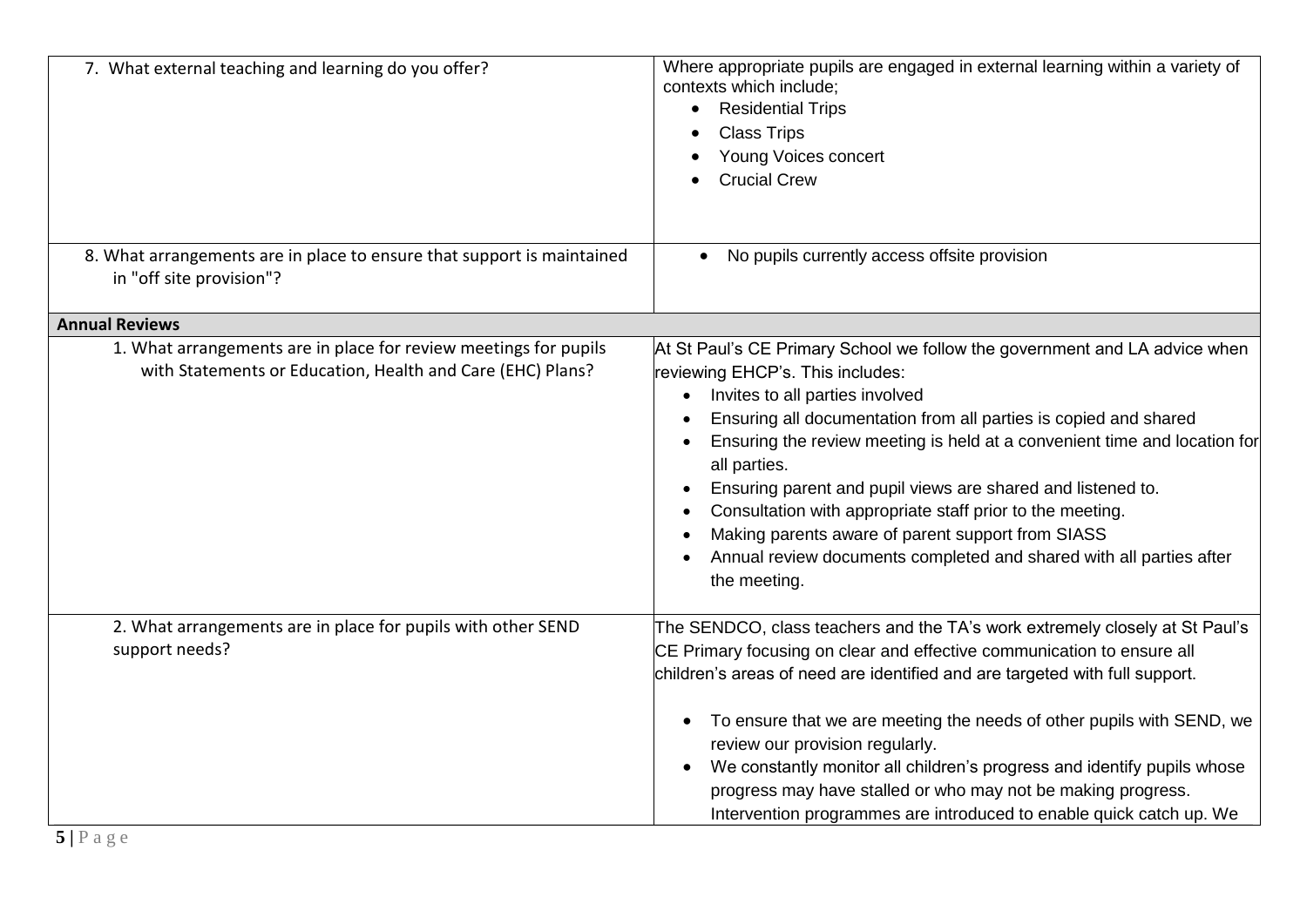| | |
|---|---|
| 7. What external teaching and learning do you offer? | Where appropriate pupils are engaged in external learning within a variety of contexts which include;<br>• Residential Trips<br>• Class Trips<br>• Young Voices concert<br>• Crucial Crew |
| 8. What arrangements are in place to ensure that support is maintained in "off site provision"? | • No pupils currently access offsite provision |
| **Annual Reviews** | |
| 1. What arrangements are in place for review meetings for pupils with Statements or Education, Health and Care (EHC) Plans? | At St Paul's CE Primary School we follow the government and LA advice when reviewing EHCP's. This includes:<br>• Invites to all parties involved<br>• Ensuring all documentation from all parties is copied and shared<br>• Ensuring the review meeting is held at a convenient time and location for all parties.<br>• Ensuring parent and pupil views are shared and listened to.<br>• Consultation with appropriate staff prior to the meeting.<br>• Making parents aware of parent support from SIASS<br>• Annual review documents completed and shared with all parties after the meeting. |
| 2. What arrangements are in place for pupils with other SEND support needs? | The SENDCO, class teachers and the TA's work extremely closely at St Paul's CE Primary focusing on clear and effective communication to ensure all children's areas of need are identified and are targeted with full support.<br><br>• To ensure that we are meeting the needs of other pupils with SEND, we review our provision regularly.<br>• We constantly monitor all children's progress and identify pupils whose progress may have stalled or who may not be making progress. Intervention programmes are introduced to enable quick catch up. We |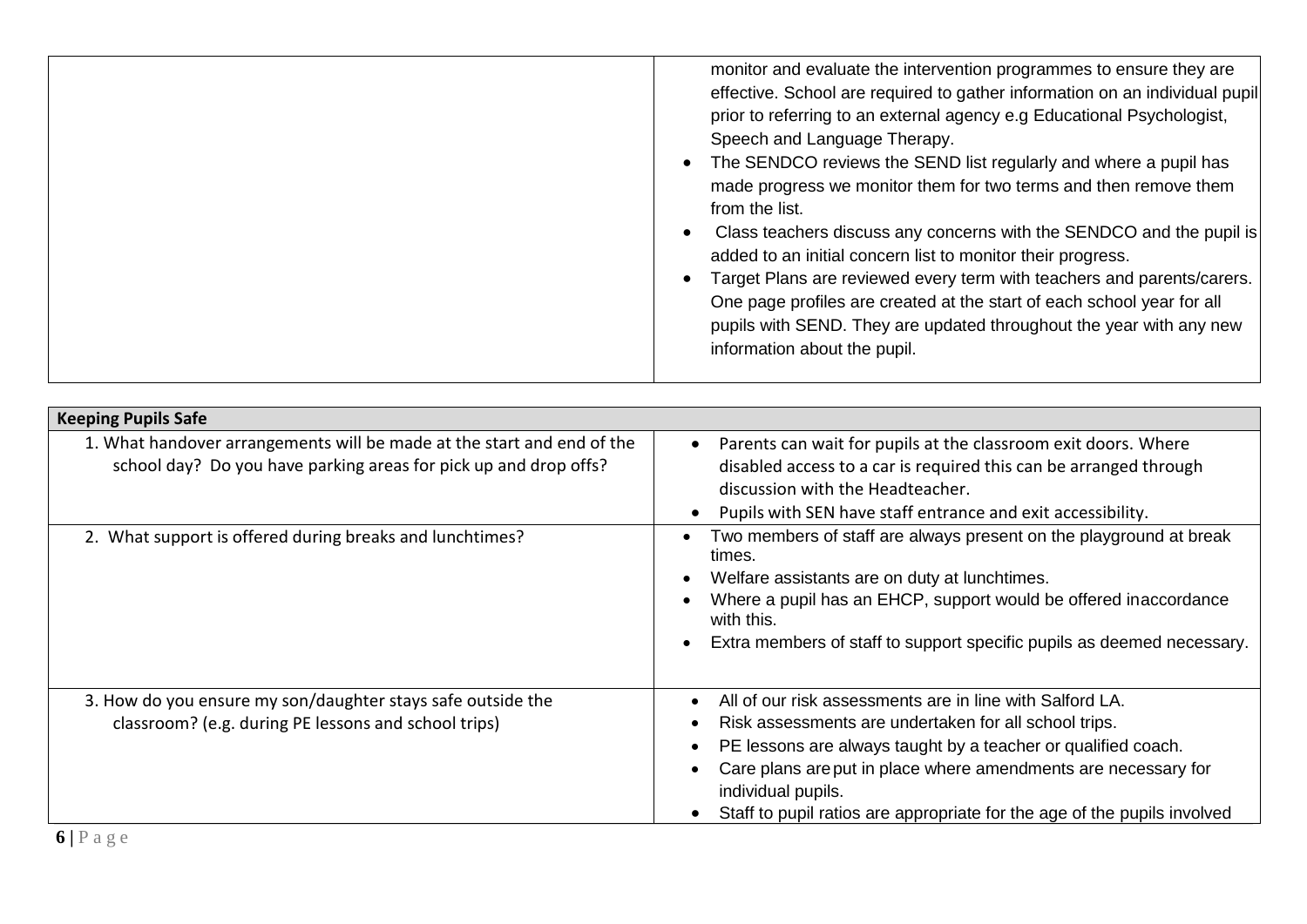| | |
|---|---|
| | monitor and evaluate the intervention programmes to ensure they are effective. School are required to gather information on an individual pupil prior to referring to an external agency e.g Educational Psychologist, Speech and Language Therapy.<br>• The SENDCO reviews the SEND list regularly and where a pupil has made progress we monitor them for two terms and then remove them from the list.<br>• Class teachers discuss any concerns with the SENDCO and the pupil is added to an initial concern list to monitor their progress.<br>• Target Plans are reviewed every term with teachers and parents/carers. One page profiles are created at the start of each school year for all pupils with SEND. They are updated throughout the year with any new information about the pupil. |

| **Keeping Pupils Safe** | |
|---|---|
| 1. What handover arrangements will be made at the start and end of the school day? Do you have parking areas for pick up and drop offs? | • Parents can wait for pupils at the classroom exit doors. Where disabled access to a car is required this can be arranged through discussion with the Headteacher.<br>• Pupils with SEN have staff entrance and exit accessibility. |
| 2. What support is offered during breaks and lunchtimes? | • Two members of staff are always present on the playground at break times.<br>• Welfare assistants are on duty at lunchtimes.<br>• Where a pupil has an EHCP, support would be offered inaccordance with this.<br>• Extra members of staff to support specific pupils as deemed necessary. |
| 3. How do you ensure my son/daughter stays safe outside the classroom? (e.g. during PE lessons and school trips) | • All of our risk assessments are in line with Salford LA.<br>• Risk assessments are undertaken for all school trips.<br>• PE lessons are always taught by a teacher or qualified coach.<br>• Care plans are put in place where amendments are necessary for individual pupils.<br>• Staff to pupil ratios are appropriate for the age of the pupils involved |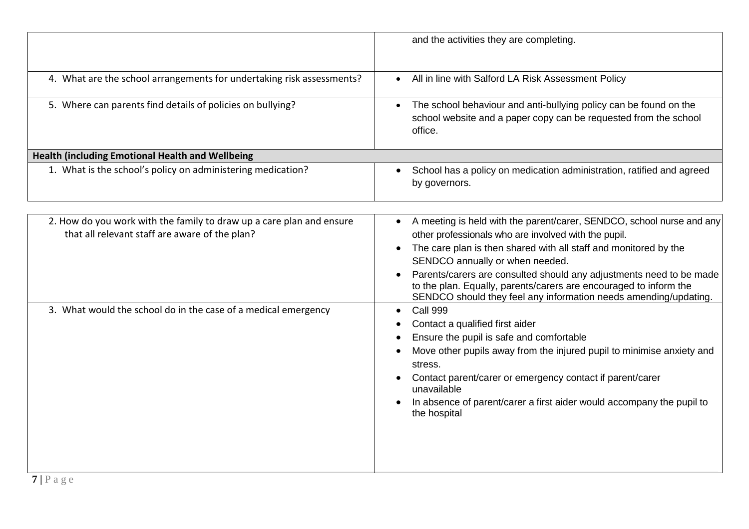| | |
|---|---|
| | and the activities they are completing. |
| 4. What are the school arrangements for undertaking risk assessments? | • All in line with Salford LA Risk Assessment Policy |
| 5. Where can parents find details of policies on bullying? | • The school behaviour and anti-bullying policy can be found on the school website and a paper copy can be requested from the school office. |
| **Health (including Emotional Health and Wellbeing** | |
| 1. What is the school's policy on administering medication? | • School has a policy on medication administration, ratified and agreed by governors. |
| 2. How do you work with the family to draw up a care plan and ensure that all relevant staff are aware of the plan? | • A meeting is held with the parent/carer, SENDCO, school nurse and any other professionals who are involved with the pupil.<br>• The care plan is then shared with all staff and monitored by the SENDCO annually or when needed.<br>• Parents/carers are consulted should any adjustments need to be made to the plan. Equally, parents/carers are encouraged to inform the SENDCO should they feel any information needs amending/updating. |
| 3. What would the school do in the case of a medical emergency | • Call 999<br>• Contact a qualified first aider<br>• Ensure the pupil is safe and comfortable<br>• Move other pupils away from the injured pupil to minimise anxiety and stress.<br>• Contact parent/carer or emergency contact if parent/carer unavailable<br>• In absence of parent/carer a first aider would accompany the pupil to the hospital |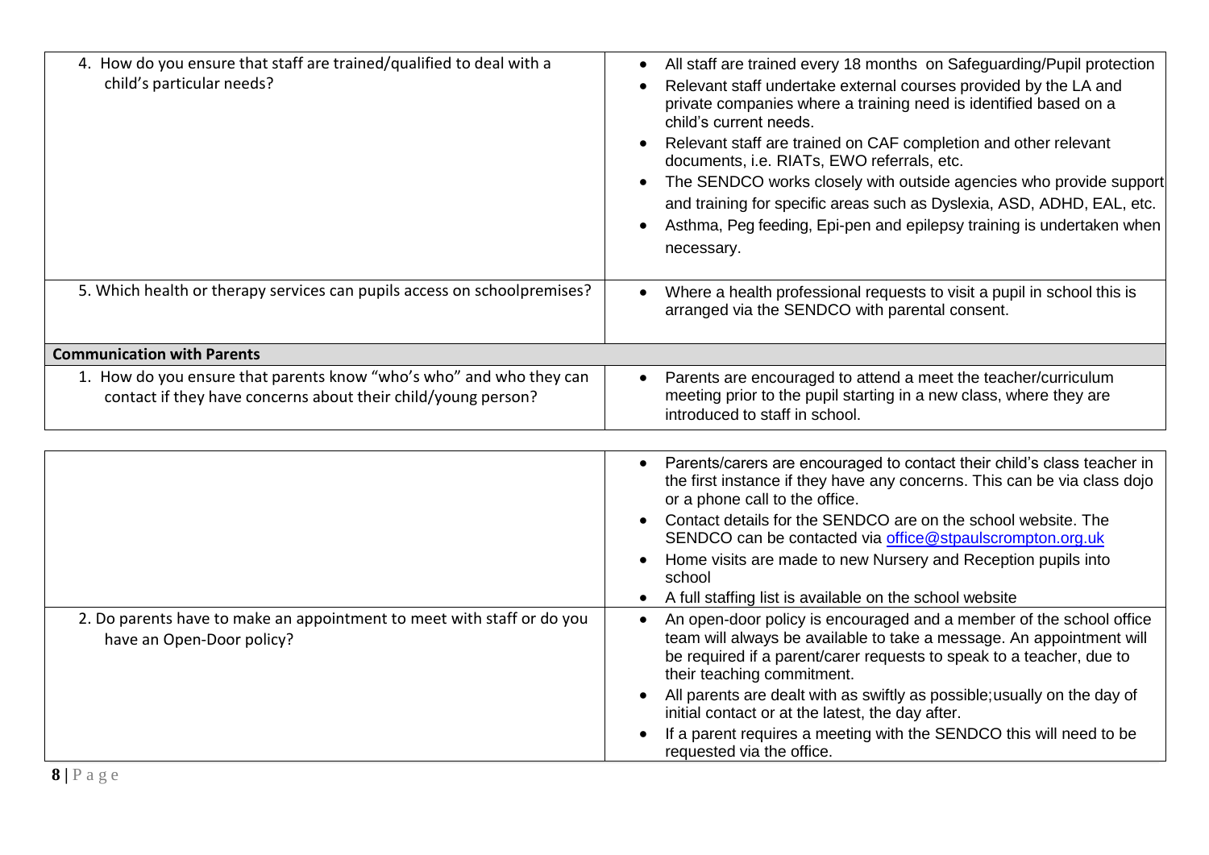| | |
|---|---|
| 4. How do you ensure that staff are trained/qualified to deal with a child's particular needs? | • All staff are trained every 18 months on Safeguarding/Pupil protection<br>• Relevant staff undertake external courses provided by the LA and private companies where a training need is identified based on a child's current needs.<br>• Relevant staff are trained on CAF completion and other relevant documents, i.e. RIATs, EWO referrals, etc.<br>• The SENDCO works closely with outside agencies who provide support and training for specific areas such as Dyslexia, ASD, ADHD, EAL, etc.<br>• Asthma, Peg feeding, Epi-pen and epilepsy training is undertaken when necessary. |
| 5. Which health or therapy services can pupils access on schoolpremises? | • Where a health professional requests to visit a pupil in school this is arranged via the SENDCO with parental consent. |
| **Communication with Parents** | |
| 1. How do you ensure that parents know "who's who" and who they can contact if they have concerns about their child/young person? | • Parents are encouraged to attend a meet the teacher/curriculum meeting prior to the pupil starting in a new class, where they are introduced to staff in school.<br>• Parents/carers are encouraged to contact their child's class teacher in the first instance if they have any concerns. This can be via class dojo or a phone call to the office.<br>• Contact details for the SENDCO are on the school website. The SENDCO can be contacted via office@stpaulscrompton.org.uk<br>• Home visits are made to new Nursery and Reception pupils into school<br>• A full staffing list is available on the school website |
| 2. Do parents have to make an appointment to meet with staff or do you have an Open-Door policy? | • An open-door policy is encouraged and a member of the school office team will always be available to take a message. An appointment will be required if a parent/carer requests to speak to a teacher, due to their teaching commitment.<br>• All parents are dealt with as swiftly as possible;usually on the day of initial contact or at the latest, the day after.<br>• If a parent requires a meeting with the SENDCO this will need to be requested via the office. |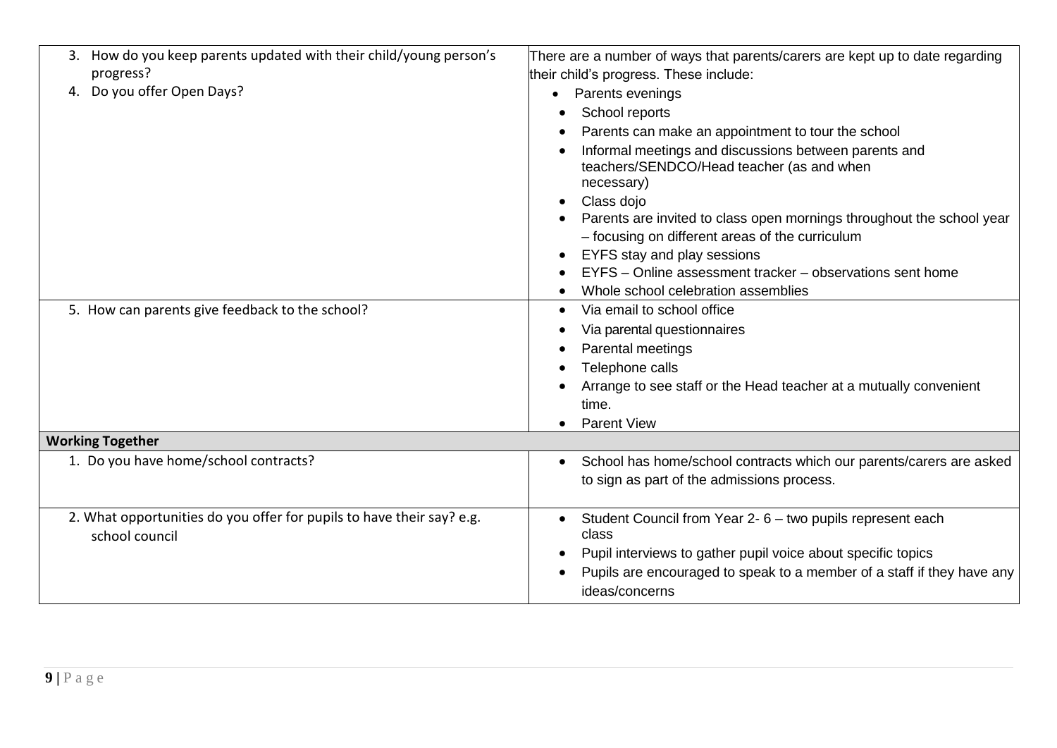| | |
|---|---|
| 3. How do you keep parents updated with their child/young person's progress?<br>4. Do you offer Open Days? | There are a number of ways that parents/carers are kept up to date regarding their child's progress. These include:<br>• Parents evenings<br>• School reports<br>• Parents can make an appointment to tour the school<br>• Informal meetings and discussions between parents and teachers/SENDCO/Head teacher (as and when necessary)<br>• Class dojo<br>• Parents are invited to class open mornings throughout the school year – focusing on different areas of the curriculum<br>• EYFS stay and play sessions<br>• EYFS – Online assessment tracker – observations sent home<br>• Whole school celebration assemblies |
| 5. How can parents give feedback to the school? | • Via email to school office<br>• Via parental questionnaires<br>• Parental meetings<br>• Telephone calls<br>• Arrange to see staff or the Head teacher at a mutually convenient time.<br>• Parent View |
| **Working Together** | |
| 1. Do you have home/school contracts? | • School has home/school contracts which our parents/carers are asked to sign as part of the admissions process. |
| 2. What opportunities do you offer for pupils to have their say? e.g. school council | • Student Council from Year 2- 6 – two pupils represent each class<br>• Pupil interviews to gather pupil voice about specific topics<br>• Pupils are encouraged to speak to a member of a staff if they have any ideas/concerns |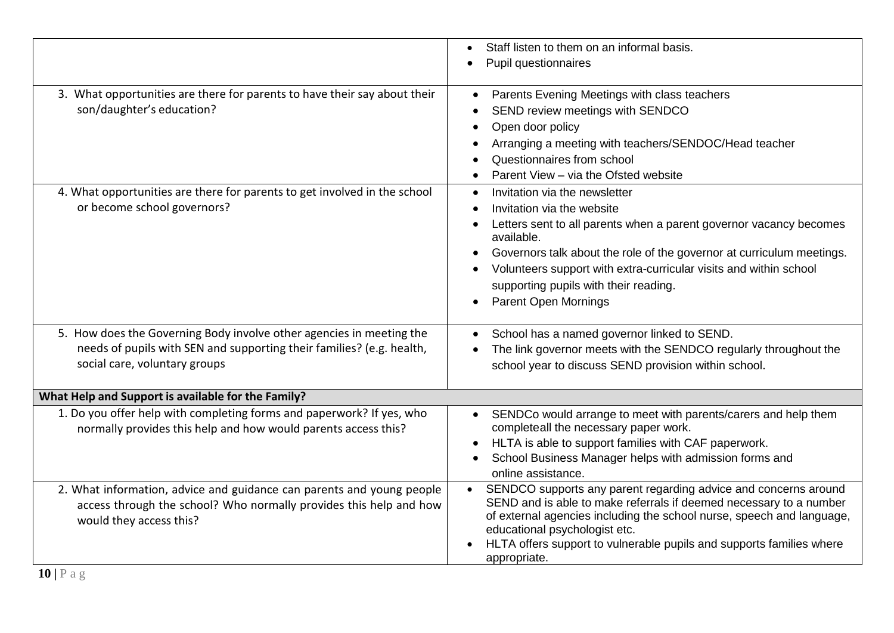| | |
|---|---|
| | • Staff listen to them on an informal basis.<br>• Pupil questionnaires |
| 3. What opportunities are there for parents to have their say about their son/daughter's education? | • Parents Evening Meetings with class teachers<br>• SEND review meetings with SENDCO<br>• Open door policy<br>• Arranging a meeting with teachers/SENDOC/Head teacher<br>• Questionnaires from school<br>• Parent View – via the Ofsted website |
| 4. What opportunities are there for parents to get involved in the school or become school governors? | • Invitation via the newsletter<br>• Invitation via the website<br>• Letters sent to all parents when a parent governor vacancy becomes available.<br>• Governors talk about the role of the governor at curriculum meetings.<br>• Volunteers support with extra-curricular visits and within school supporting pupils with their reading.<br>• Parent Open Mornings |
| 5. How does the Governing Body involve other agencies in meeting the needs of pupils with SEN and supporting their families? (e.g. health, social care, voluntary groups | • School has a named governor linked to SEND.<br>• The link governor meets with the SENDCO regularly throughout the school year to discuss SEND provision within school. |
| **What Help and Support is available for the Family?** | |
| 1. Do you offer help with completing forms and paperwork? If yes, who normally provides this help and how would parents access this? | • SENDCo would arrange to meet with parents/carers and help them completeall the necessary paper work.<br>• HLTA is able to support families with CAF paperwork.<br>• School Business Manager helps with admission forms and online assistance. |
| 2. What information, advice and guidance can parents and young people access through the school? Who normally provides this help and how would they access this? | • SENDCO supports any parent regarding advice and concerns around SEND and is able to make referrals if deemed necessary to a number of external agencies including the school nurse, speech and language, educational psychologist etc.<br>• HLTA offers support to vulnerable pupils and supports families where appropriate. |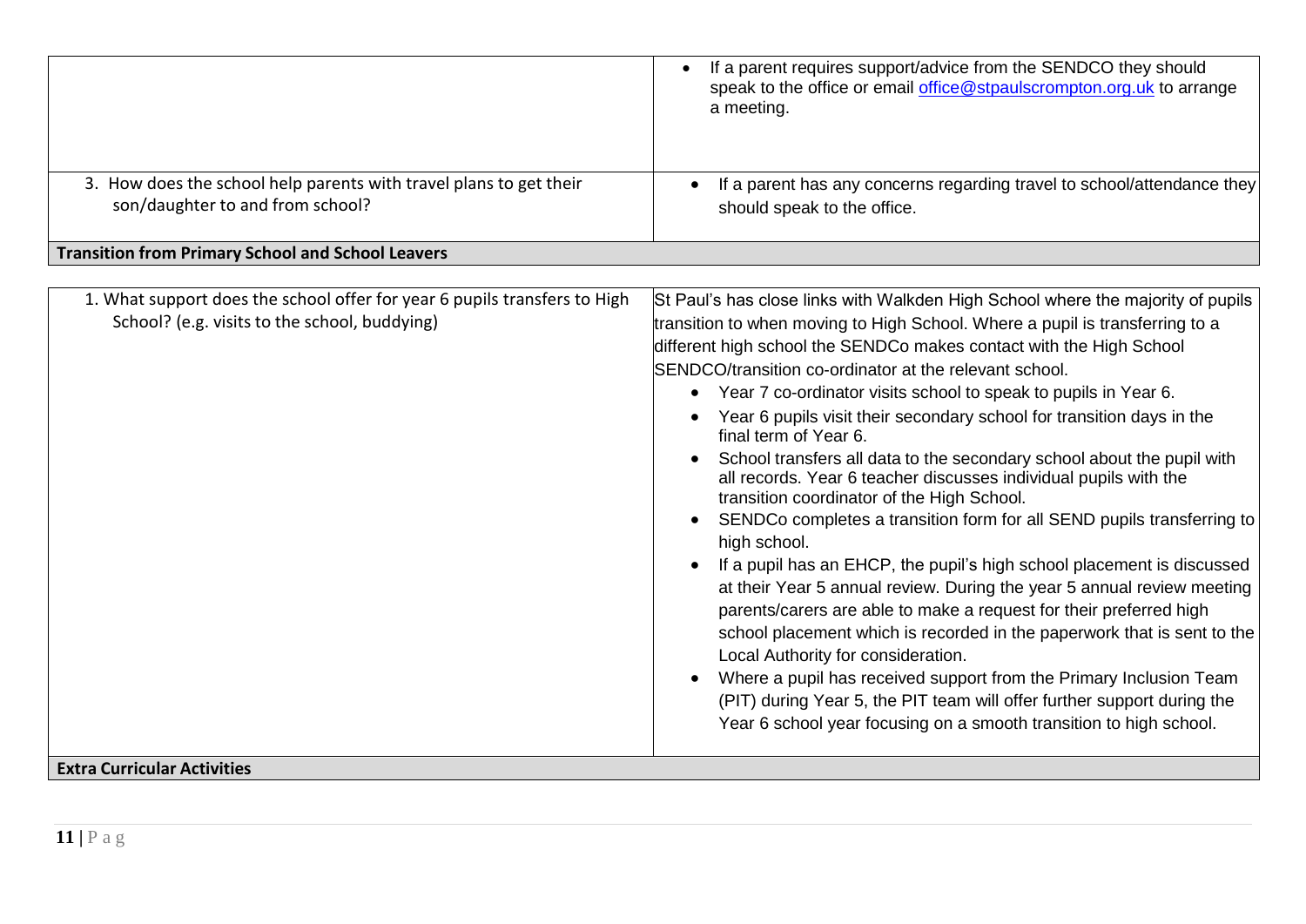| | |
|---|---|
| | • If a parent requires support/advice from the SENDCO they should speak to the office or email office@stpaulscrompton.org.uk to arrange a meeting. |
| 3. How does the school help parents with travel plans to get their son/daughter to and from school? | • If a parent has any concerns regarding travel to school/attendance they should speak to the office. |

**Transition from Primary School and School Leavers**

| | |
|---|---|
| 1. What support does the school offer for year 6 pupils transfers to High School? (e.g. visits to the school, buddying) | St Paul's has close links with Walkden High School where the majority of pupils transition to when moving to High School. Where a pupil is transferring to a different high school the SENDCo makes contact with the High School SENDCO/transition co-ordinator at the relevant school.<br>• Year 7 co-ordinator visits school to speak to pupils in Year 6.<br>• Year 6 pupils visit their secondary school for transition days in the final term of Year 6.<br>• School transfers all data to the secondary school about the pupil with all records. Year 6 teacher discusses individual pupils with the transition coordinator of the High School.<br>• SENDCo completes a transition form for all SEND pupils transferring to high school.<br>• If a pupil has an EHCP, the pupil's high school placement is discussed at their Year 5 annual review. During the year 5 annual review meeting parents/carers are able to make a request for their preferred high school placement which is recorded in the paperwork that is sent to the Local Authority for consideration.<br>• Where a pupil has received support from the Primary Inclusion Team (PIT) during Year 5, the PIT team will offer further support during the Year 6 school year focusing on a smooth transition to high school. |

**Extra Curricular Activities**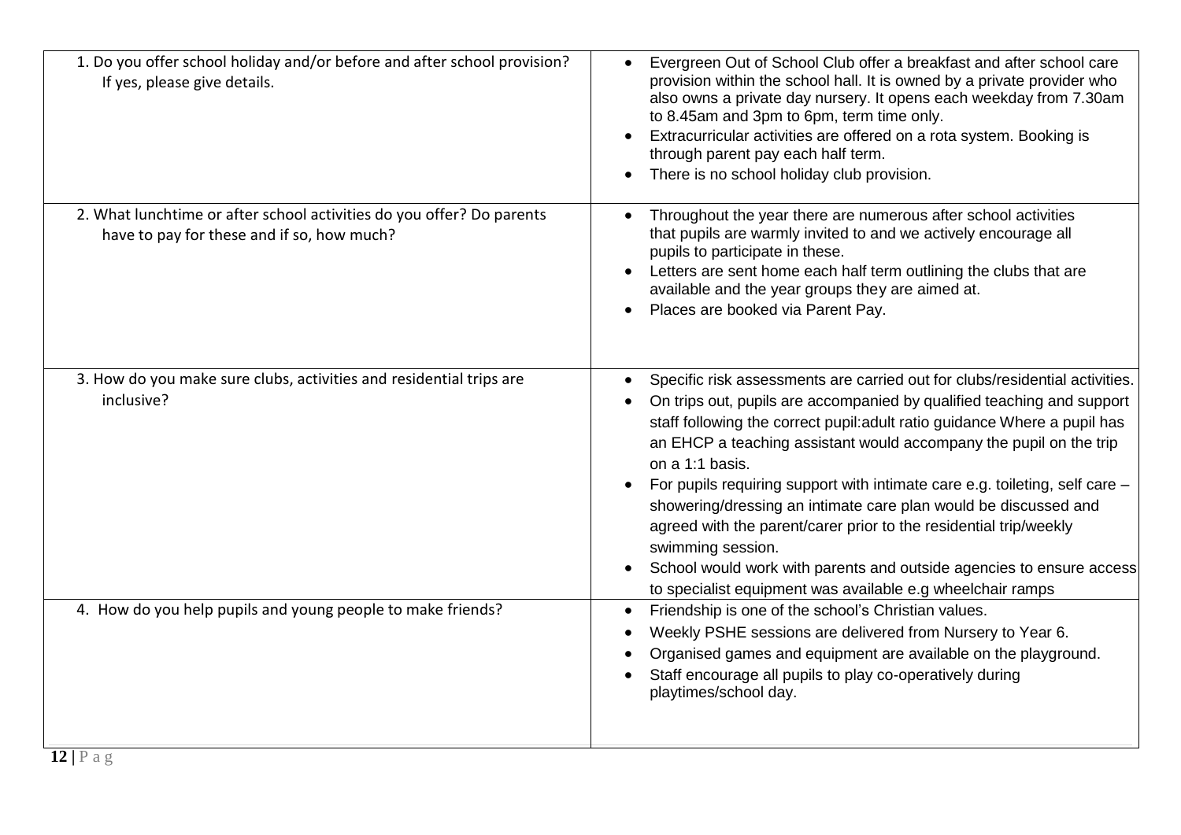| | |
|---|---|
| 1. Do you offer school holiday and/or before and after school provision? If yes, please give details. | • Evergreen Out of School Club offer a breakfast and after school care provision within the school hall. It is owned by a private provider who also owns a private day nursery. It opens each weekday from 7.30am to 8.45am and 3pm to 6pm, term time only.<br>• Extracurricular activities are offered on a rota system. Booking is through parent pay each half term.<br>• There is no school holiday club provision. |
| 2. What lunchtime or after school activities do you offer? Do parents have to pay for these and if so, how much? | • Throughout the year there are numerous after school activities that pupils are warmly invited to and we actively encourage all pupils to participate in these.<br>• Letters are sent home each half term outlining the clubs that are available and the year groups they are aimed at.<br>• Places are booked via Parent Pay. |
| 3. How do you make sure clubs, activities and residential trips are inclusive? | • Specific risk assessments are carried out for clubs/residential activities.<br>• On trips out, pupils are accompanied by qualified teaching and support staff following the correct pupil:adult ratio guidance Where a pupil has an EHCP a teaching assistant would accompany the pupil on the trip on a 1:1 basis.<br>• For pupils requiring support with intimate care e.g. toileting, self care – showering/dressing an intimate care plan would be discussed and agreed with the parent/carer prior to the residential trip/weekly swimming session.<br>• School would work with parents and outside agencies to ensure access to specialist equipment was available e.g wheelchair ramps |
| 4. How do you help pupils and young people to make friends? | • Friendship is one of the school's Christian values.<br>• Weekly PSHE sessions are delivered from Nursery to Year 6.<br>• Organised games and equipment are available on the playground.<br>• Staff encourage all pupils to play co-operatively during playtimes/school day. |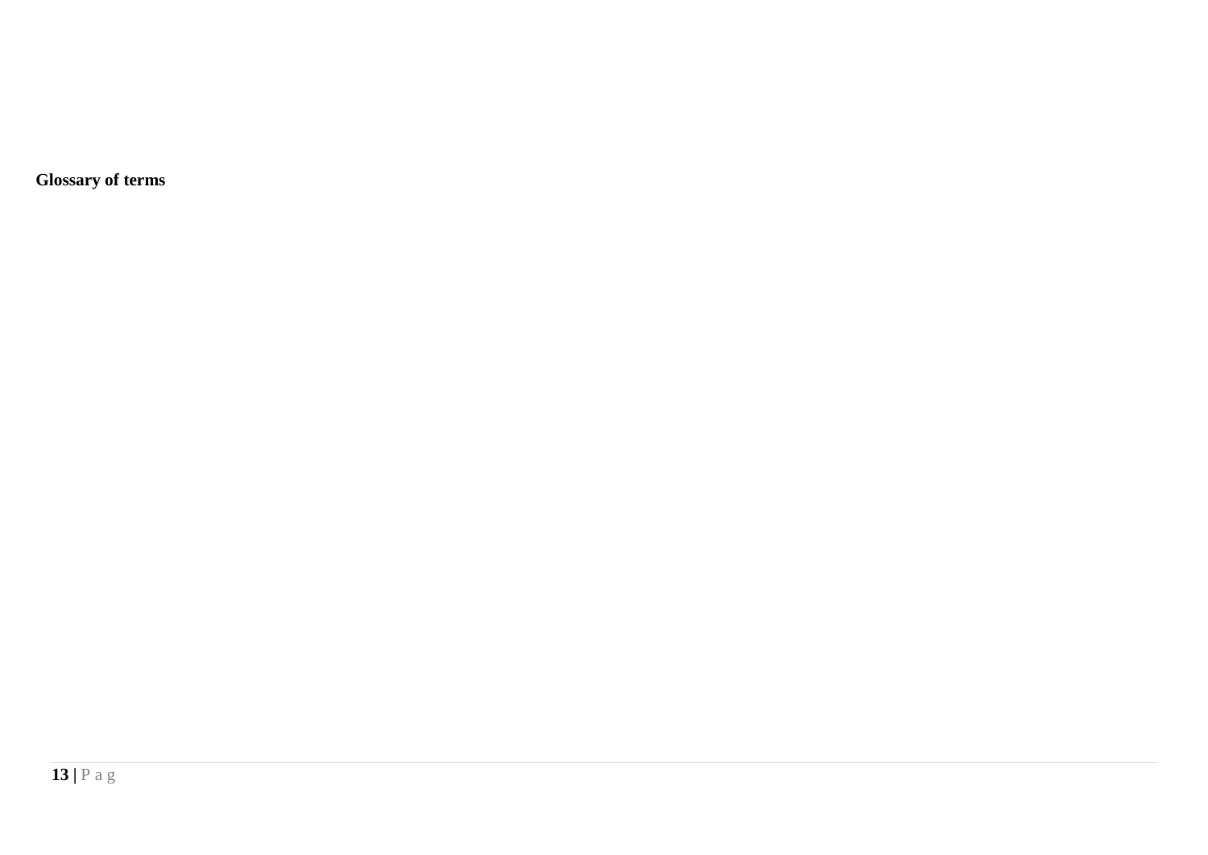**Glossary of terms**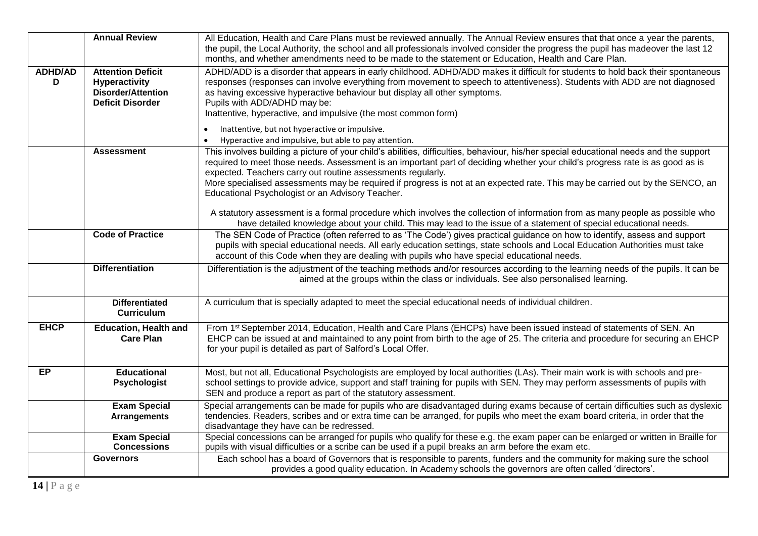| | | |
|---|---|---|
| | **Annual Review** | All Education, Health and Care Plans must be reviewed annually. The Annual Review ensures that that once a year the parents, the pupil, the Local Authority, the school and all professionals involved consider the progress the pupil has madeover the last 12 months, and whether amendments need to be made to the statement or Education, Health and Care Plan. |
| **ADHD/ADD** | **Attention Deficit Hyperactivity Disorder/Attention Deficit Disorder** | ADHD/ADD is a disorder that appears in early childhood. ADHD/ADD makes it difficult for students to hold back their spontaneous responses (responses can involve everything from movement to speech to attentiveness). Students with ADD are not diagnosed as having excessive hyperactive behaviour but display all other symptoms. Pupils with ADD/ADHD may be: Inattentive, hyperactive, and impulsive (the most common form)<br>• Inattentive, but not hyperactive or impulsive.<br>• Hyperactive and impulsive, but able to pay attention. |
| | **Assessment** | This involves building a picture of your child's abilities, difficulties, behaviour, his/her special educational needs and the support required to meet those needs. Assessment is an important part of deciding whether your child's progress rate is as good as is expected. Teachers carry out routine assessments regularly.<br>More specialised assessments may be required if progress is not at an expected rate. This may be carried out by the SENCO, an Educational Psychologist or an Advisory Teacher.<br>A statutory assessment is a formal procedure which involves the collection of information from as many people as possible who have detailed knowledge about your child. This may lead to the issue of a statement of special educational needs. |
| | **Code of Practice** | The SEN Code of Practice (often referred to as 'The Code') gives practical guidance on how to identify, assess and support pupils with special educational needs. All early education settings, state schools and Local Education Authorities must take account of this Code when they are dealing with pupils who have special educational needs. |
| | **Differentiation** | Differentiation is the adjustment of the teaching methods and/or resources according to the learning needs of the pupils. It can be aimed at the groups within the class or individuals. See also personalised learning. |
| | **Differentiated Curriculum** | A curriculum that is specially adapted to meet the special educational needs of individual children. |
| **EHCP** | **Education, Health and Care Plan** | From 1st September 2014, Education, Health and Care Plans (EHCPs) have been issued instead of statements of SEN. An EHCP can be issued at and maintained to any point from birth to the age of 25. The criteria and procedure for securing an EHCP for your pupil is detailed as part of Salford's Local Offer. |
| **EP** | **Educational Psychologist** | Most, but not all, Educational Psychologists are employed by local authorities (LAs). Their main work is with schools and pre-school settings to provide advice, support and staff training for pupils with SEN. They may perform assessments of pupils with SEN and produce a report as part of the statutory assessment. |
| | **Exam Special Arrangements** | Special arrangements can be made for pupils who are disadvantaged during exams because of certain difficulties such as dyslexic tendencies. Readers, scribes and or extra time can be arranged, for pupils who meet the exam board criteria, in order that the disadvantage they have can be redressed. |
| | **Exam Special Concessions** | Special concessions can be arranged for pupils who qualify for these e.g. the exam paper can be enlarged or written in Braille for pupils with visual difficulties or a scribe can be used if a pupil breaks an arm before the exam etc. |
| | **Governors** | Each school has a board of Governors that is responsible to parents, funders and the community for making sure the school provides a good quality education. In Academy schools the governors are often called 'directors'. |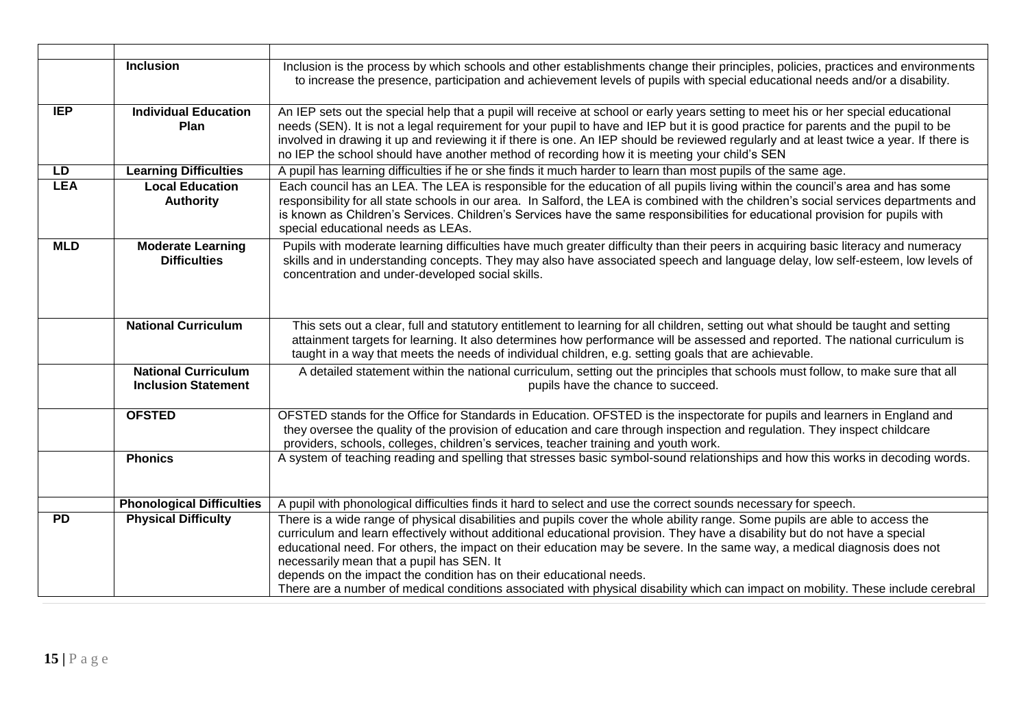| | | |
|---|---|---|
| | **Inclusion** | Inclusion is the process by which schools and other establishments change their principles, policies, practices and environments to increase the presence, participation and achievement levels of pupils with special educational needs and/or a disability. |
| **IEP** | **Individual Education Plan** | An IEP sets out the special help that a pupil will receive at school or early years setting to meet his or her special educational needs (SEN). It is not a legal requirement for your pupil to have and IEP but it is good practice for parents and the pupil to be involved in drawing it up and reviewing it if there is one. An IEP should be reviewed regularly and at least twice a year. If there is no IEP the school should have another method of recording how it is meeting your child's SEN |
| **LD** | **Learning Difficulties** | A pupil has learning difficulties if he or she finds it much harder to learn than most pupils of the same age. |
| **LEA** | **Local Education Authority** | Each council has an LEA. The LEA is responsible for the education of all pupils living within the council's area and has some responsibility for all state schools in our area. In Salford, the LEA is combined with the children's social services departments and is known as Children's Services. Children's Services have the same responsibilities for educational provision for pupils with special educational needs as LEAs. |
| **MLD** | **Moderate Learning Difficulties** | Pupils with moderate learning difficulties have much greater difficulty than their peers in acquiring basic literacy and numeracy skills and in understanding concepts. They may also have associated speech and language delay, low self-esteem, low levels of concentration and under-developed social skills. |
| | **National Curriculum** | This sets out a clear, full and statutory entitlement to learning for all children, setting out what should be taught and setting attainment targets for learning. It also determines how performance will be assessed and reported. The national curriculum is taught in a way that meets the needs of individual children, e.g. setting goals that are achievable. |
| | **National Curriculum Inclusion Statement** | A detailed statement within the national curriculum, setting out the principles that schools must follow, to make sure that all pupils have the chance to succeed. |
| | **OFSTED** | OFSTED stands for the Office for Standards in Education. OFSTED is the inspectorate for pupils and learners in England and they oversee the quality of the provision of education and care through inspection and regulation. They inspect childcare providers, schools, colleges, children's services, teacher training and youth work. |
| | **Phonics** | A system of teaching reading and spelling that stresses basic symbol-sound relationships and how this works in decoding words. |
| | **Phonological Difficulties** | A pupil with phonological difficulties finds it hard to select and use the correct sounds necessary for speech. |
| **PD** | **Physical Difficulty** | There is a wide range of physical disabilities and pupils cover the whole ability range. Some pupils are able to access the curriculum and learn effectively without additional educational provision. They have a disability but do not have a special educational need. For others, the impact on their education may be severe. In the same way, a medical diagnosis does not necessarily mean that a pupil has SEN. It depends on the impact the condition has on their educational needs. There are a number of medical conditions associated with physical disability which can impact on mobility. These include cerebral |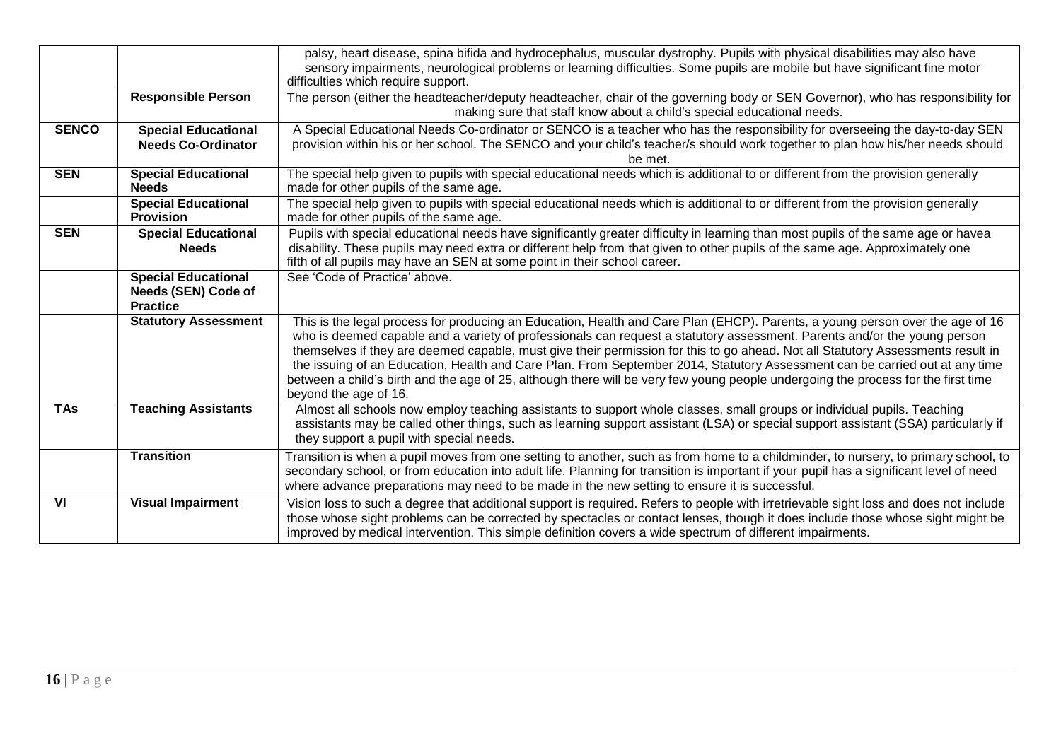| | | |
|---|---|---|
| | | palsy, heart disease, spina bifida and hydrocephalus, muscular dystrophy. Pupils with physical disabilities may also have sensory impairments, neurological problems or learning difficulties. Some pupils are mobile but have significant fine motor difficulties which require support. |
| | **Responsible Person** | The person (either the headteacher/deputy headteacher, chair of the governing body or SEN Governor), who has responsibility for making sure that staff know about a child's special educational needs. |
| **SENCO** | **Special Educational Needs Co-Ordinator** | A Special Educational Needs Co-ordinator or SENCO is a teacher who has the responsibility for overseeing the day-to-day SEN provision within his or her school. The SENCO and your child's teacher/s should work together to plan how his/her needs should be met. |
| **SEN** | **Special Educational Needs** | The special help given to pupils with special educational needs which is additional to or different from the provision generally made for other pupils of the same age. |
| | **Special Educational Provision** | The special help given to pupils with special educational needs which is additional to or different from the provision generally made for other pupils of the same age. |
| **SEN** | **Special Educational Needs** | Pupils with special educational needs have significantly greater difficulty in learning than most pupils of the same age or havea disability. These pupils may need extra or different help from that given to other pupils of the same age. Approximately one fifth of all pupils may have an SEN at some point in their school career. |
| | **Special Educational Needs (SEN) Code of Practice** | See 'Code of Practice' above. |
| | **Statutory Assessment** | This is the legal process for producing an Education, Health and Care Plan (EHCP). Parents, a young person over the age of 16 who is deemed capable and a variety of professionals can request a statutory assessment. Parents and/or the young person themselves if they are deemed capable, must give their permission for this to go ahead. Not all Statutory Assessments result in the issuing of an Education, Health and Care Plan. From September 2014, Statutory Assessment can be carried out at any time between a child's birth and the age of 25, although there will be very few young people undergoing the process for the first time beyond the age of 16. |
| **TAs** | **Teaching Assistants** | Almost all schools now employ teaching assistants to support whole classes, small groups or individual pupils. Teaching assistants may be called other things, such as learning support assistant (LSA) or special support assistant (SSA) particularly if they support a pupil with special needs. |
| | **Transition** | Transition is when a pupil moves from one setting to another, such as from home to a childminder, to nursery, to primary school, to secondary school, or from education into adult life. Planning for transition is important if your pupil has a significant level of need where advance preparations may need to be made in the new setting to ensure it is successful. |
| **VI** | **Visual Impairment** | Vision loss to such a degree that additional support is required. Refers to people with irretrievable sight loss and does not include those whose sight problems can be corrected by spectacles or contact lenses, though it does include those whose sight might be improved by medical intervention. This simple definition covers a wide spectrum of different impairments. |